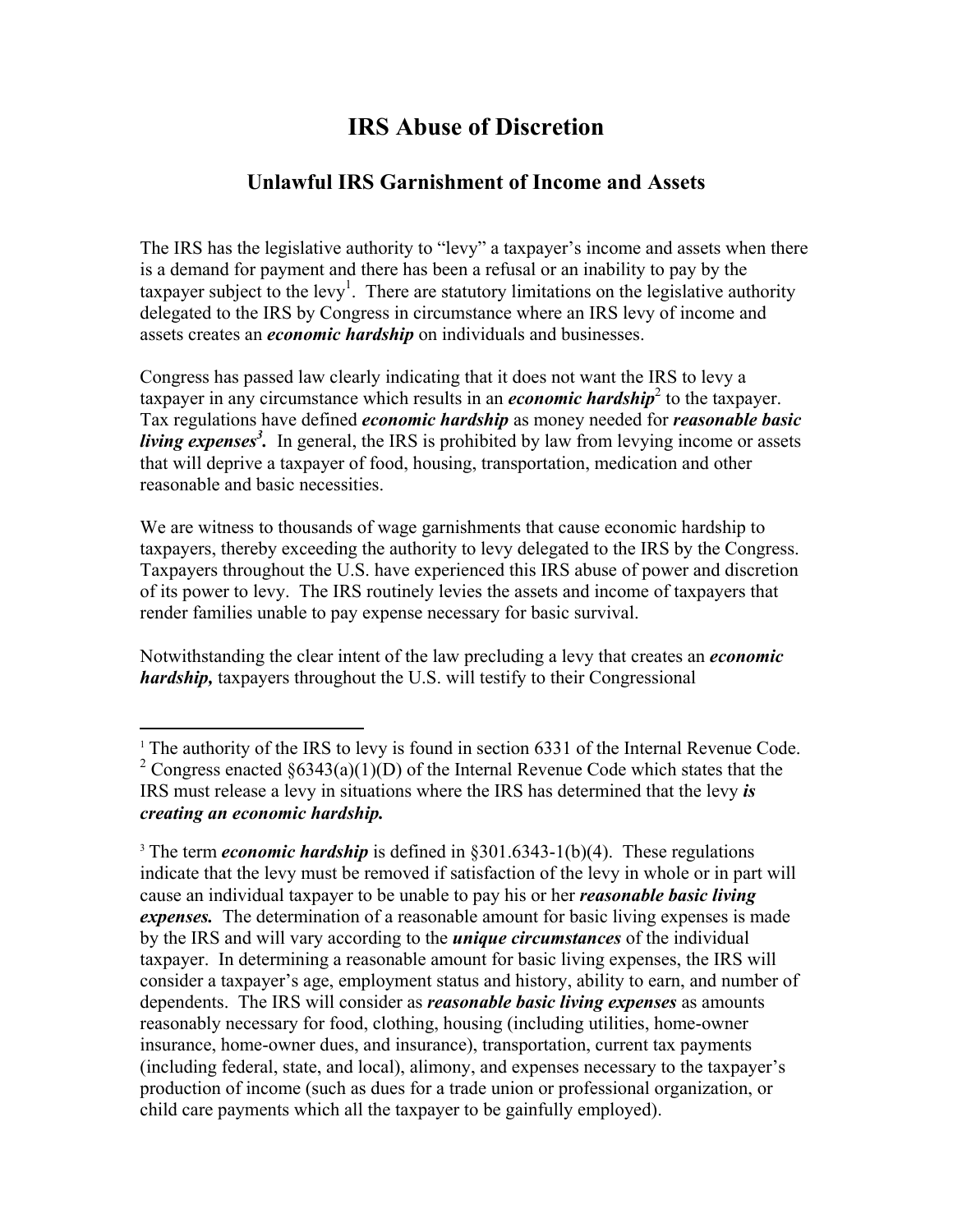# IRS Abuse of Discretion

## Unlawful IRS Garnishment of Income and Assets

The IRS has the legislative authority to "levy" a taxpayer's income and assets when there is a demand for payment and there has been a refusal or an inability to pay by the taxpayer subject to the levy[1]. There are statutory limitations on the legislative authority delegated to the IRS by Congress in circumstance where an IRS levy of income and assets creates an ***economic hardship*** on individuals and businesses.

Congress has passed law clearly indicating that it does not want the IRS to levy a taxpayer in any circumstance which results in an ***economic hardship***[2] to the taxpayer. Tax regulations have defined ***economic hardship*** as money needed for ***reasonable basic living expenses***[3]**.** In general, the IRS is prohibited by law from levying income or assets that will deprive a taxpayer of food, housing, transportation, medication and other reasonable and basic necessities.

We are witness to thousands of wage garnishments that cause economic hardship to taxpayers, thereby exceeding the authority to levy delegated to the IRS by the Congress. Taxpayers throughout the U.S. have experienced this IRS abuse of power and discretion of its power to levy. The IRS routinely levies the assets and income of taxpayers that render families unable to pay expense necessary for basic survival.

Notwithstanding the clear intent of the law precluding a levy that creates an ***economic hardship,*** taxpayers throughout the U.S. will testify to their Congressional

---

[1] The authority of the IRS to levy is found in section 6331 of the Internal Revenue Code.

[2] Congress enacted §6343(a)(1)(D) of the Internal Revenue Code which states that the IRS must release a levy in situations where the IRS has determined that the levy ***is creating an economic hardship.***

[3] The term ***economic hardship*** is defined in §301.6343-1(b)(4). These regulations indicate that the levy must be removed if satisfaction of the levy in whole or in part will cause an individual taxpayer to be unable to pay his or her ***reasonable basic living expenses.*** The determination of a reasonable amount for basic living expenses is made by the IRS and will vary according to the ***unique circumstances*** of the individual taxpayer. In determining a reasonable amount for basic living expenses, the IRS will consider a taxpayer's age, employment status and history, ability to earn, and number of dependents. The IRS will consider as ***reasonable basic living expenses*** as amounts reasonably necessary for food, clothing, housing (including utilities, home-owner insurance, home-owner dues, and insurance), transportation, current tax payments (including federal, state, and local), alimony, and expenses necessary to the taxpayer's production of income (such as dues for a trade union or professional organization, or child care payments which all the taxpayer to be gainfully employed).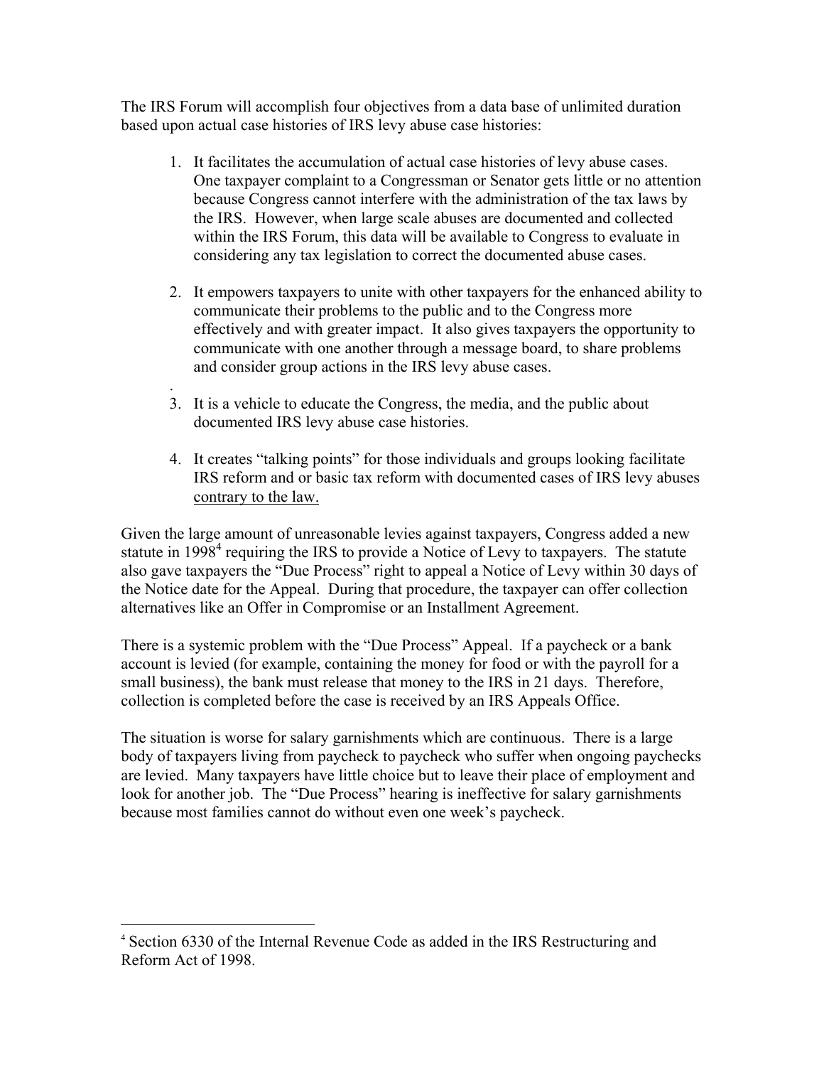The IRS Forum will accomplish four objectives from a data base of unlimited duration based upon actual case histories of IRS levy abuse case histories:

1. It facilitates the accumulation of actual case histories of levy abuse cases. One taxpayer complaint to a Congressman or Senator gets little or no attention because Congress cannot interfere with the administration of the tax laws by the IRS. However, when large scale abuses are documented and collected within the IRS Forum, this data will be available to Congress to evaluate in considering any tax legislation to correct the documented abuse cases.

2. It empowers taxpayers to unite with other taxpayers for the enhanced ability to communicate their problems to the public and to the Congress more effectively and with greater impact. It also gives taxpayers the opportunity to communicate with one another through a message board, to share problems and consider group actions in the IRS levy abuse cases.
.
3. It is a vehicle to educate the Congress, the media, and the public about documented IRS levy abuse case histories.

4. It creates "talking points" for those individuals and groups looking facilitate IRS reform and or basic tax reform with documented cases of IRS levy abuses <u>contrary to the law.</u>

Given the large amount of unreasonable levies against taxpayers, Congress added a new statute in 1998[4] requiring the IRS to provide a Notice of Levy to taxpayers. The statute also gave taxpayers the "Due Process" right to appeal a Notice of Levy within 30 days of the Notice date for the Appeal. During that procedure, the taxpayer can offer collection alternatives like an Offer in Compromise or an Installment Agreement.

There is a systemic problem with the "Due Process" Appeal. If a paycheck or a bank account is levied (for example, containing the money for food or with the payroll for a small business), the bank must release that money to the IRS in 21 days. Therefore, collection is completed before the case is received by an IRS Appeals Office.

The situation is worse for salary garnishments which are continuous. There is a large body of taxpayers living from paycheck to paycheck who suffer when ongoing paychecks are levied. Many taxpayers have little choice but to leave their place of employment and look for another job. The "Due Process" hearing is ineffective for salary garnishments because most families cannot do without even one week's paycheck.

---

[4] Section 6330 of the Internal Revenue Code as added in the IRS Restructuring and Reform Act of 1998.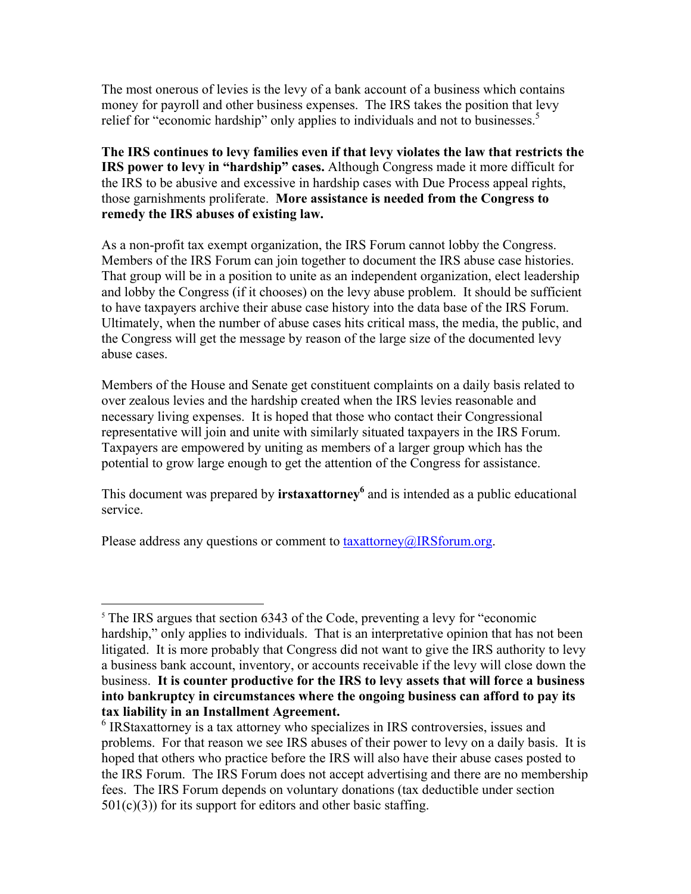The most onerous of levies is the levy of a bank account of a business which contains money for payroll and other business expenses. The IRS takes the position that levy relief for "economic hardship" only applies to individuals and not to businesses.[5]

**The IRS continues to levy families even if that levy violates the law that restricts the IRS power to levy in "hardship" cases.** Although Congress made it more difficult for the IRS to be abusive and excessive in hardship cases with Due Process appeal rights, those garnishments proliferate. **More assistance is needed from the Congress to remedy the IRS abuses of existing law.**

As a non-profit tax exempt organization, the IRS Forum cannot lobby the Congress. Members of the IRS Forum can join together to document the IRS abuse case histories. That group will be in a position to unite as an independent organization, elect leadership and lobby the Congress (if it chooses) on the levy abuse problem. It should be sufficient to have taxpayers archive their abuse case history into the data base of the IRS Forum. Ultimately, when the number of abuse cases hits critical mass, the media, the public, and the Congress will get the message by reason of the large size of the documented levy abuse cases.

Members of the House and Senate get constituent complaints on a daily basis related to over zealous levies and the hardship created when the IRS levies reasonable and necessary living expenses. It is hoped that those who contact their Congressional representative will join and unite with similarly situated taxpayers in the IRS Forum. Taxpayers are empowered by uniting as members of a larger group which has the potential to grow large enough to get the attention of the Congress for assistance.

This document was prepared by **irstaxattorney**[6] and is intended as a public educational service.

Please address any questions or comment to taxattorney@IRSforum.org.

---

[5] The IRS argues that section 6343 of the Code, preventing a levy for "economic hardship," only applies to individuals. That is an interpretative opinion that has not been litigated. It is more probably that Congress did not want to give the IRS authority to levy a business bank account, inventory, or accounts receivable if the levy will close down the business. **It is counter productive for the IRS to levy assets that will force a business into bankruptcy in circumstances where the ongoing business can afford to pay its tax liability in an Installment Agreement.**

[6] IRStaxattorney is a tax attorney who specializes in IRS controversies, issues and problems. For that reason we see IRS abuses of their power to levy on a daily basis. It is hoped that others who practice before the IRS will also have their abuse cases posted to the IRS Forum. The IRS Forum does not accept advertising and there are no membership fees. The IRS Forum depends on voluntary donations (tax deductible under section 501(c)(3)) for its support for editors and other basic staffing.